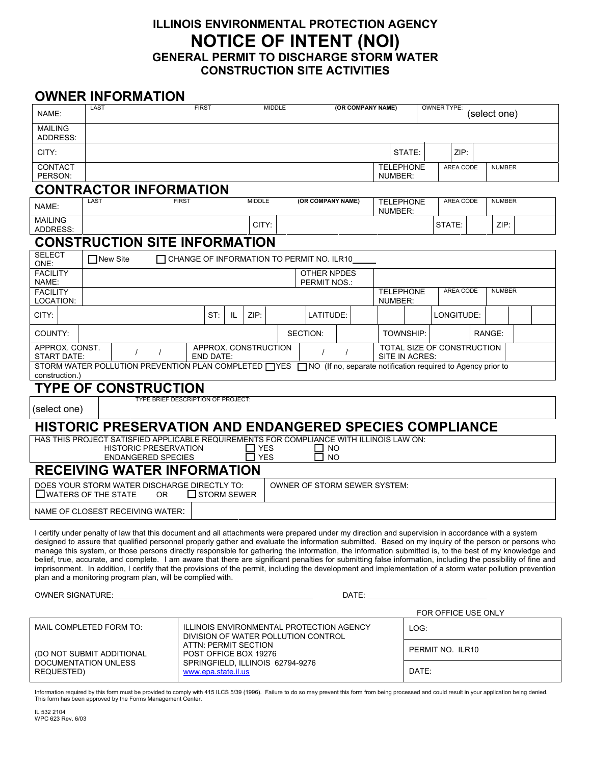# ILLINOIS ENVIRONMENTAL PROTECTION AGENCY

# NOTICE OF INTENT (NOI)

## GENERAL PERMIT TO DISCHARGE STORM WATER CONSTRUCTION SITE ACTIVITIES

## OWNER INFORMATION

| NAME: | LAST | FIRST | MIDDLE | (OR COMPANY NAME) | OWNER TYPE: (select one) |
|---|---|---|---|---|---|
| MAILING ADDRESS: | | | | | |
| CITY: | | STATE: | | ZIP: | |
| CONTACT PERSON: | | TELEPHONE NUMBER: | AREA CODE | NUMBER | |

## CONTRACTOR INFORMATION

| NAME: | LAST | FIRST | MIDDLE | (OR COMPANY NAME) | TELEPHONE NUMBER: | AREA CODE | NUMBER |
|---|---|---|---|---|---|---|---|
| MAILING ADDRESS: | | CITY: | | STATE: | | ZIP: | |

## CONSTRUCTION SITE INFORMATION

| SELECT ONE: | ☐ New Site ☐ CHANGE OF INFORMATION TO PERMIT NO. ILR10_____ | | | | | |
|---|---|---|---|---|---|---|
| FACILITY NAME: | | OTHER NPDES PERMIT NOS.: | | | | |
| FACILITY LOCATION: | | TELEPHONE NUMBER: | AREA CODE | NUMBER | | |
| CITY: | | ST: IL | ZIP: | LATITUDE: | LONGITUDE: | |
| COUNTY: | | SECTION: | | TOWNSHIP: | | RANGE: |
| APPROX. CONST. START DATE: | / / | APPROX. CONSTRUCTION END DATE: | / / | TOTAL SIZE OF CONSTRUCTION SITE IN ACRES: | | |

STORM WATER POLLUTION PREVENTION PLAN COMPLETED ☐ YES ☐ NO (If no, separate notification required to Agency prior to construction.)

## TYPE OF CONSTRUCTION

| (select one) | TYPE BRIEF DESCRIPTION OF PROJECT: |
|---|---|

## HISTORIC PRESERVATION AND ENDANGERED SPECIES COMPLIANCE

HAS THIS PROJECT SATISFIED APPLICABLE REQUIREMENTS FOR COMPLIANCE WITH ILLINOIS LAW ON:

| | | |
|---|---|---|
| HISTORIC PRESERVATION | ☐ YES | ☐ NO |
| ENDANGERED SPECIES | ☐ YES | ☐ NO |

## RECEIVING WATER INFORMATION

| DOES YOUR STORM WATER DISCHARGE DIRECTLY TO: ☐ WATERS OF THE STATE OR ☐ STORM SEWER | OWNER OF STORM SEWER SYSTEM: |
|---|---|
| NAME OF CLOSEST RECEIVING WATER: | |

I certify under penalty of law that this document and all attachments were prepared under my direction and supervision in accordance with a system designed to assure that qualified personnel properly gather and evaluate the information submitted. Based on my inquiry of the person or persons who manage this system, or those persons directly responsible for gathering the information, the information submitted is, to the best of my knowledge and belief, true, accurate, and complete. I am aware that there are significant penalties for submitting false information, including the possibility of fine and imprisonment. In addition, I certify that the provisions of the permit, including the development and implementation of a storm water pollution prevention plan and a monitoring program plan, will be complied with.

OWNER SIGNATURE:______________________________ DATE: ____________________

FOR OFFICE USE ONLY

| MAIL COMPLETED FORM TO: (DO NOT SUBMIT ADDITIONAL DOCUMENTATION UNLESS REQUESTED) | ILLINOIS ENVIRONMENTAL PROTECTION AGENCY DIVISION OF WATER POLLUTION CONTROL ATTN: PERMIT SECTION POST OFFICE BOX 19276 SPRINGFIELD, ILLINOIS 62794-9276 www.epa.state.il.us | LOG: |
|---|---|---|
| | | PERMIT NO. ILR10 |
| | | DATE: |

Information required by this form must be provided to comply with 415 ILCS 5/39 (1996). Failure to do so may prevent this form from being processed and could result in your application being denied. This form has been approved by the Forms Management Center.

IL 532 2104
WPC 623 Rev. 6/03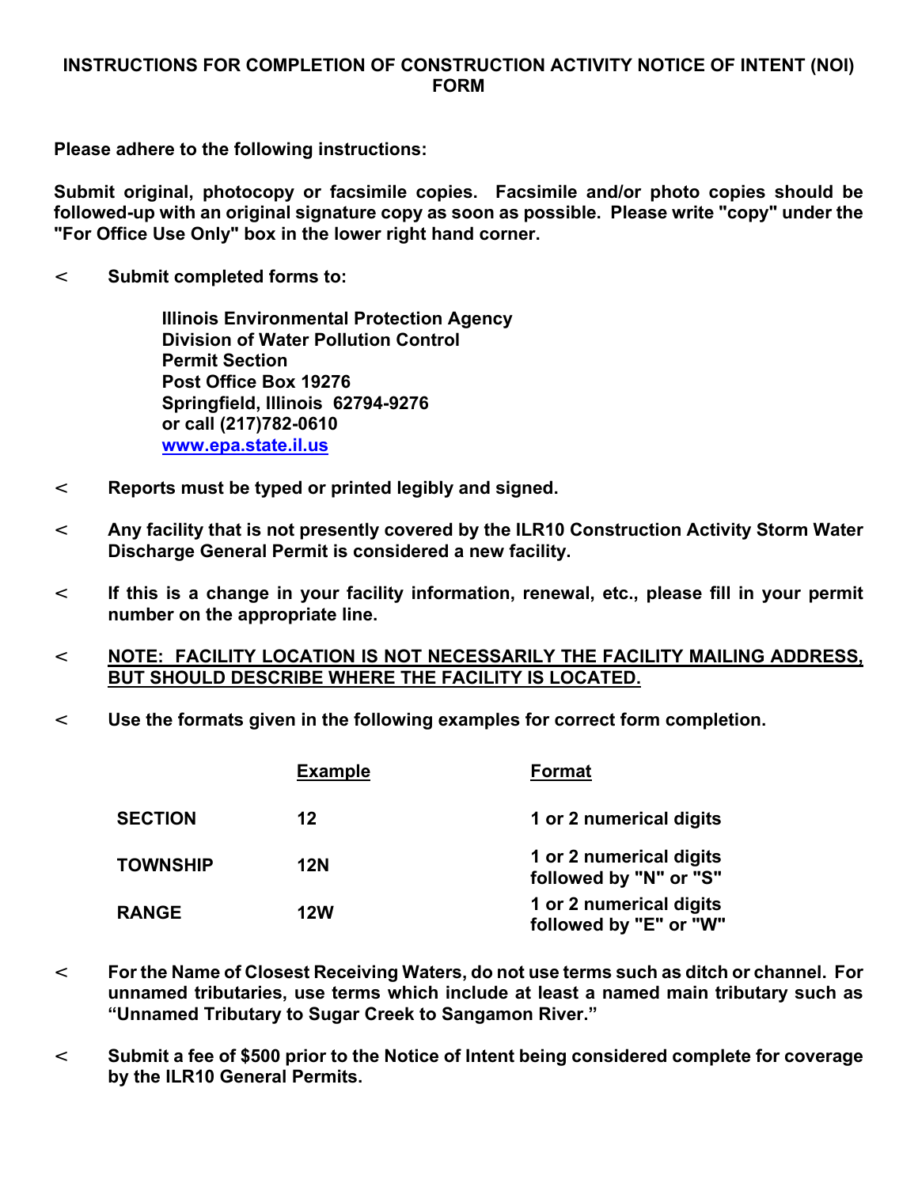# INSTRUCTIONS FOR COMPLETION OF CONSTRUCTION ACTIVITY NOTICE OF INTENT (NOI) FORM

**Please adhere to the following instructions:**

**Submit original, photocopy or facsimile copies. Facsimile and/or photo copies should be followed-up with an original signature copy as soon as possible. Please write "copy" under the "For Office Use Only" box in the lower right hand corner.**

- **Submit completed forms to:**

  **Illinois Environmental Protection Agency**
  **Division of Water Pollution Control**
  **Permit Section**
  **Post Office Box 19276**
  **Springfield, Illinois 62794-9276**
  **or call (217)782-0610**
  **www.epa.state.il.us**

- **Reports must be typed or printed legibly and signed.**

- **Any facility that is not presently covered by the ILR10 Construction Activity Storm Water Discharge General Permit is considered a new facility.**

- **If this is a change in your facility information, renewal, etc., please fill in your permit number on the appropriate line.**

- **NOTE: FACILITY LOCATION IS NOT NECESSARILY THE FACILITY MAILING ADDRESS, BUT SHOULD DESCRIBE WHERE THE FACILITY IS LOCATED.**

- **Use the formats given in the following examples for correct form completion.**

| | Example | Format |
|---|---|---|
| **SECTION** | **12** | **1 or 2 numerical digits** |
| **TOWNSHIP** | **12N** | **1 or 2 numerical digits followed by "N" or "S"** |
| **RANGE** | **12W** | **1 or 2 numerical digits followed by "E" or "W"** |

- **For the Name of Closest Receiving Waters, do not use terms such as ditch or channel. For unnamed tributaries, use terms which include at least a named main tributary such as "Unnamed Tributary to Sugar Creek to Sangamon River."**

- **Submit a fee of $500 prior to the Notice of Intent being considered complete for coverage by the ILR10 General Permits.**